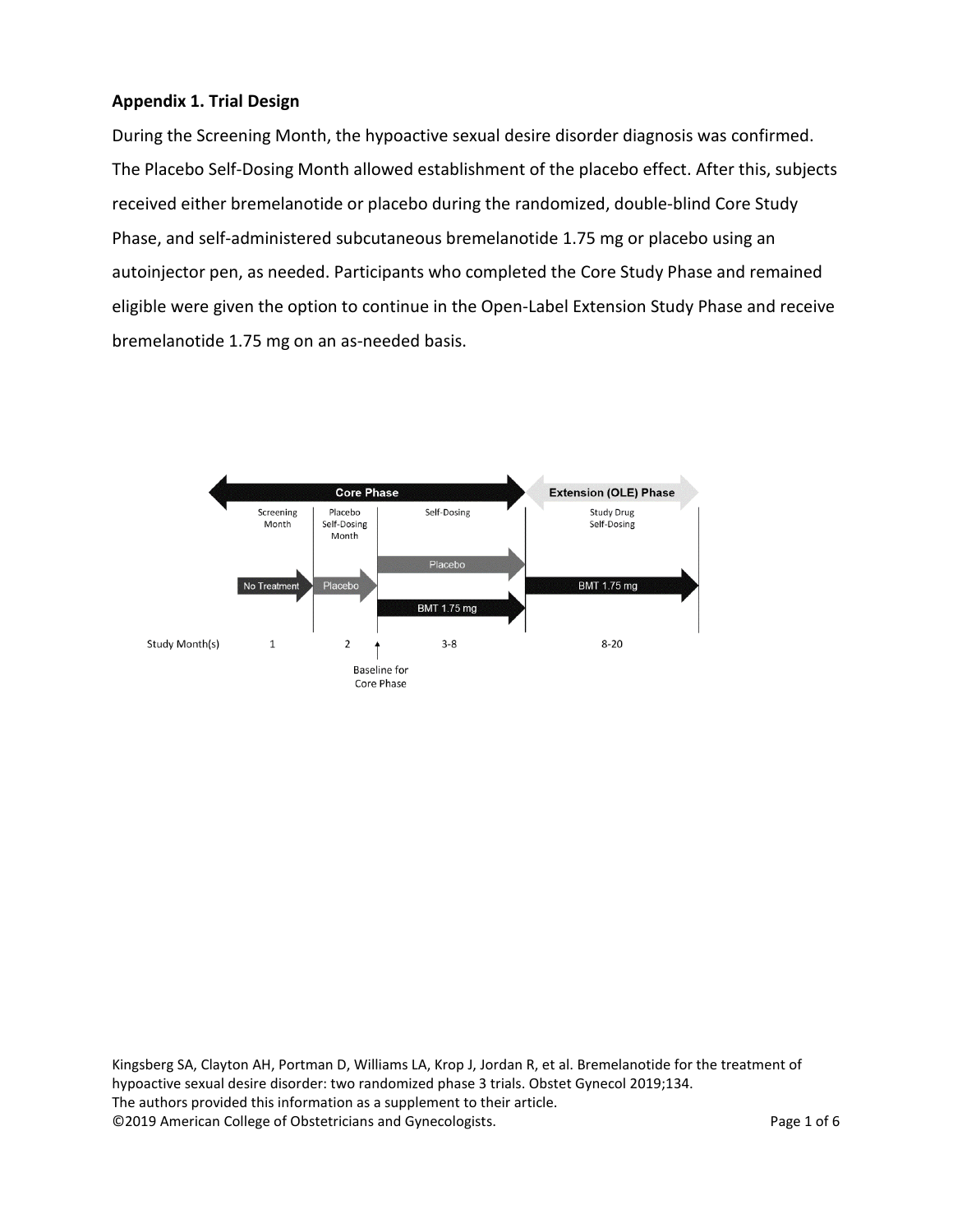**Appendix 1. Trial Design**

During the Screening Month, the hypoactive sexual desire disorder diagnosis was confirmed. The Placebo Self-Dosing Month allowed establishment of the placebo effect. After this, subjects received either bremelanotide or placebo during the randomized, double-blind Core Study Phase, and self-administered subcutaneous bremelanotide 1.75 mg or placebo using an autoinjector pen, as needed. Participants who completed the Core Study Phase and remained eligible were given the option to continue in the Open-Label Extension Study Phase and receive bremelanotide 1.75 mg on an as-needed basis.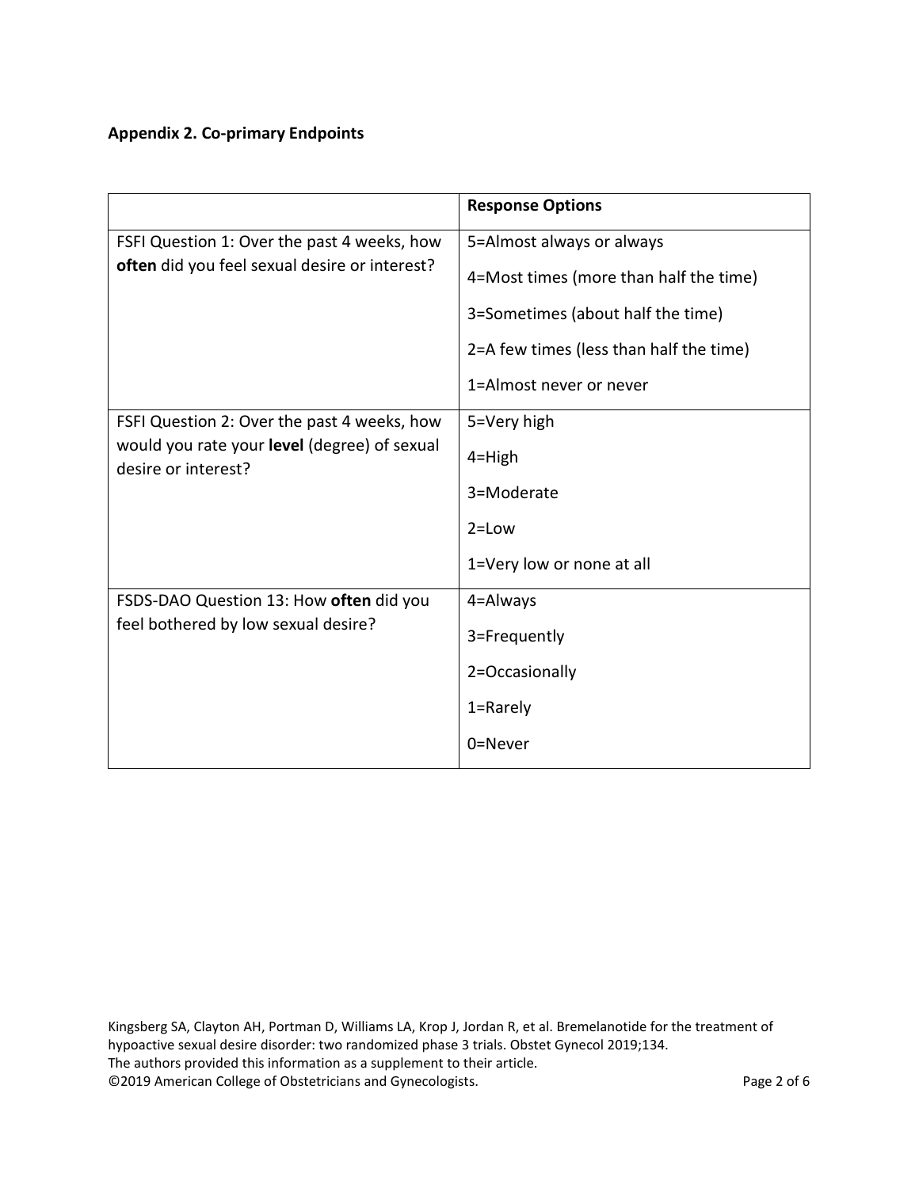**Appendix 2. Co-primary Endpoints**

| | Response Options |
|---|---|
| FSFI Question 1: Over the past 4 weeks, how **often** did you feel sexual desire or interest? | 5=Almost always or always<br>4=Most times (more than half the time)<br>3=Sometimes (about half the time)<br>2=A few times (less than half the time)<br>1=Almost never or never |
| FSFI Question 2: Over the past 4 weeks, how would you rate your **level** (degree) of sexual desire or interest? | 5=Very high<br>4=High<br>3=Moderate<br>2=Low<br>1=Very low or none at all |
| FSDS-DAO Question 13: How **often** did you feel bothered by low sexual desire? | 4=Always<br>3=Frequently<br>2=Occasionally<br>1=Rarely<br>0=Never |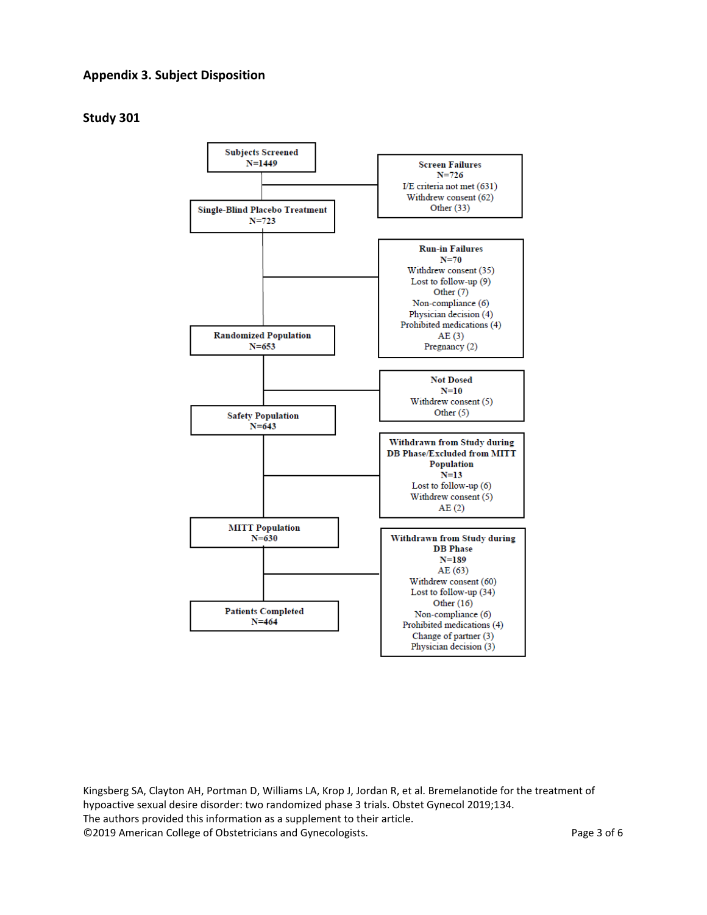## Appendix 3. Subject Disposition

### Study 301

**Subjects Screened**
N=1449

**Screen Failures**
N=726
I/E criteria not met (631)
Withdrew consent (62)
Other (33)

**Single-Blind Placebo Treatment**
N=723

**Run-in Failures**
N=70
Withdrew consent (35)
Lost to follow-up (9)
Other (7)
Non-compliance (6)
Physician decision (4)
Prohibited medications (4)
AE (3)
Pregnancy (2)

**Randomized Population**
N=653

**Not Dosed**
N=10
Withdrew consent (5)
Other (5)

**Safety Population**
N=643

**Withdrawn from Study during DB Phase/Excluded from MITT Population**
N=13
Lost to follow-up (6)
Withdrew consent (5)
AE (2)

**MITT Population**
N=630

**Withdrawn from Study during DB Phase**
N=189
AE (63)
Withdrew consent (60)
Lost to follow-up (34)
Other (16)
Non-compliance (6)
Prohibited medications (4)
Change of partner (3)
Physician decision (3)

**Patients Completed**
N=464

Kingsberg SA, Clayton AH, Portman D, Williams LA, Krop J, Jordan R, et al. Bremelanotide for the treatment of hypoactive sexual desire disorder: two randomized phase 3 trials. Obstet Gynecol 2019;134.
The authors provided this information as a supplement to their article.
©2019 American College of Obstetricians and Gynecologists.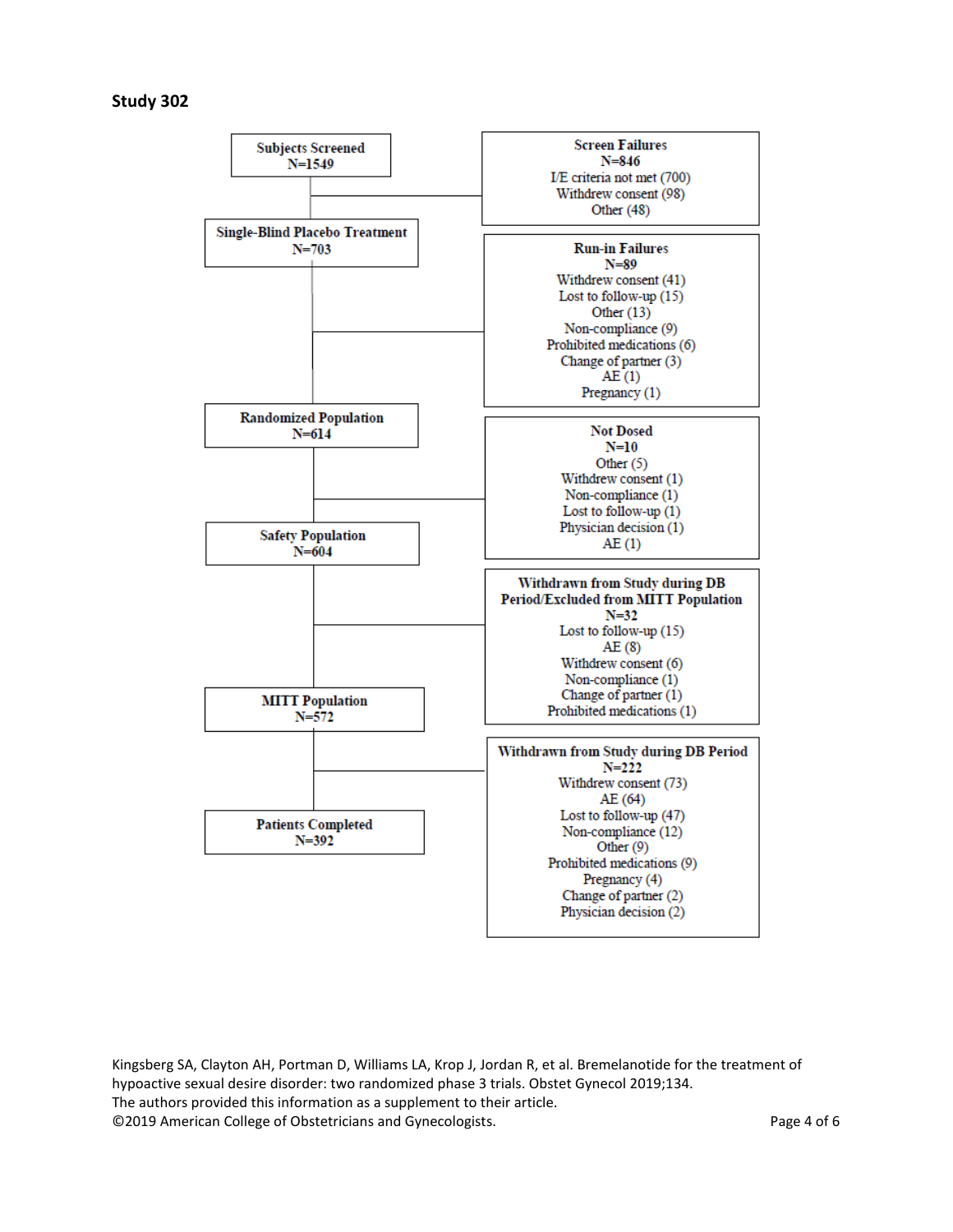**Study 302**

Subjects Screened
N=1549

Screen Failures
N=846
I/E criteria not met (700)
Withdrew consent (98)
Other (48)

Single-Blind Placebo Treatment
N=703

Run-in Failures
N=89
Withdrew consent (41)
Lost to follow-up (15)
Other (13)
Non-compliance (9)
Prohibited medications (6)
Change of partner (3)
AE (1)
Pregnancy (1)

Randomized Population
N=614

Not Dosed
N=10
Other (5)
Withdrew consent (1)
Non-compliance (1)
Lost to follow-up (1)
Physician decision (1)
AE (1)

Safety Population
N=604

Withdrawn from Study during DB Period/Excluded from MITT Population
N=32
Lost to follow-up (15)
AE (8)
Withdrew consent (6)
Non-compliance (1)
Change of partner (1)
Prohibited medications (1)

MITT Population
N=572

Withdrawn from Study during DB Period
N=222
Withdrew consent (73)
AE (64)
Lost to follow-up (47)
Non-compliance (12)
Other (9)
Prohibited medications (9)
Pregnancy (4)
Change of partner (2)
Physician decision (2)

Patients Completed
N=392

Kingsberg SA, Clayton AH, Portman D, Williams LA, Krop J, Jordan R, et al. Bremelanotide for the treatment of hypoactive sexual desire disorder: two randomized phase 3 trials. Obstet Gynecol 2019;134.
The authors provided this information as a supplement to their article.
©2019 American College of Obstetricians and Gynecologists.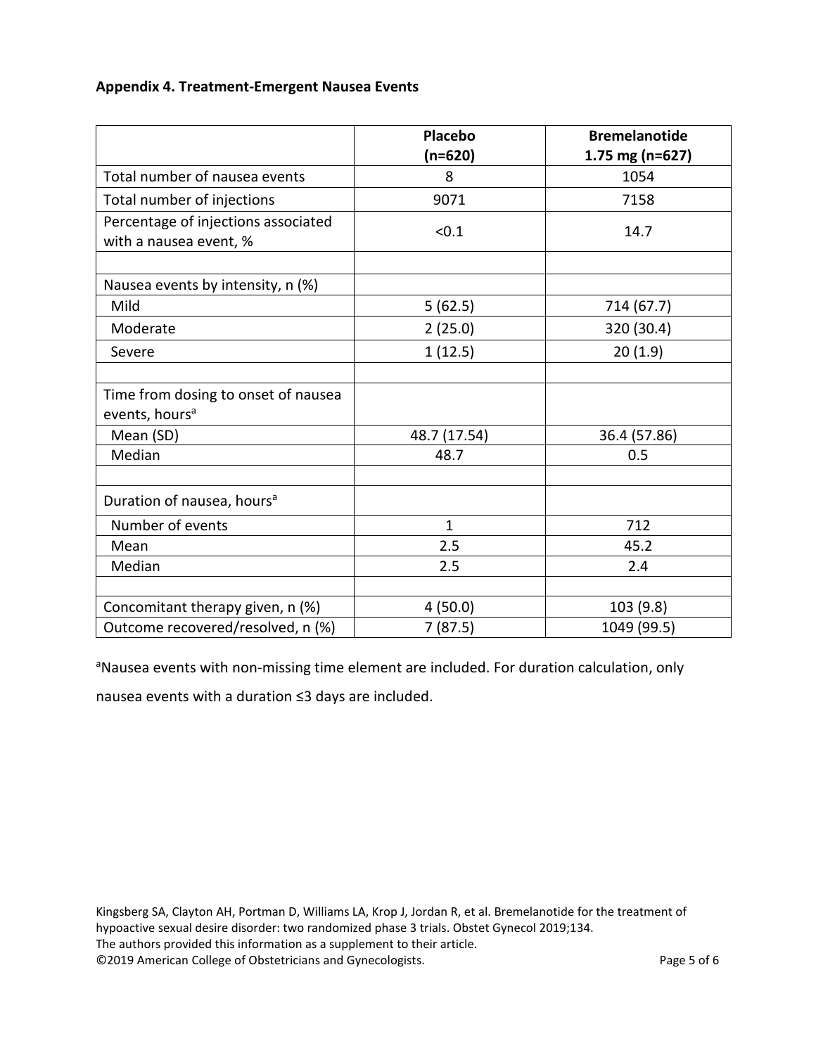**Appendix 4. Treatment-Emergent Nausea Events**

| | Placebo (n=620) | Bremelanotide 1.75 mg (n=627) |
|---|---|---|
| Total number of nausea events | 8 | 1054 |
| Total number of injections | 9071 | 7158 |
| Percentage of injections associated with a nausea event, % | <0.1 | 14.7 |
| | | |
| Nausea events by intensity, n (%) | | |
| Mild | 5 (62.5) | 714 (67.7) |
| Moderate | 2 (25.0) | 320 (30.4) |
| Severe | 1 (12.5) | 20 (1.9) |
| | | |
| Time from dosing to onset of nausea events, hours[a] | | |
| Mean (SD) | 48.7 (17.54) | 36.4 (57.86) |
| Median | 48.7 | 0.5 |
| | | |
| Duration of nausea, hours[a] | | |
| Number of events | 1 | 712 |
| Mean | 2.5 | 45.2 |
| Median | 2.5 | 2.4 |
| | | |
| Concomitant therapy given, n (%) | 4 (50.0) | 103 (9.8) |
| Outcome recovered/resolved, n (%) | 7 (87.5) | 1049 (99.5) |

[a]Nausea events with non-missing time element are included. For duration calculation, only nausea events with a duration ≤3 days are included.

Kingsberg SA, Clayton AH, Portman D, Williams LA, Krop J, Jordan R, et al. Bremelanotide for the treatment of hypoactive sexual desire disorder: two randomized phase 3 trials. Obstet Gynecol 2019;134.
The authors provided this information as a supplement to their article.
©2019 American College of Obstetricians and Gynecologists.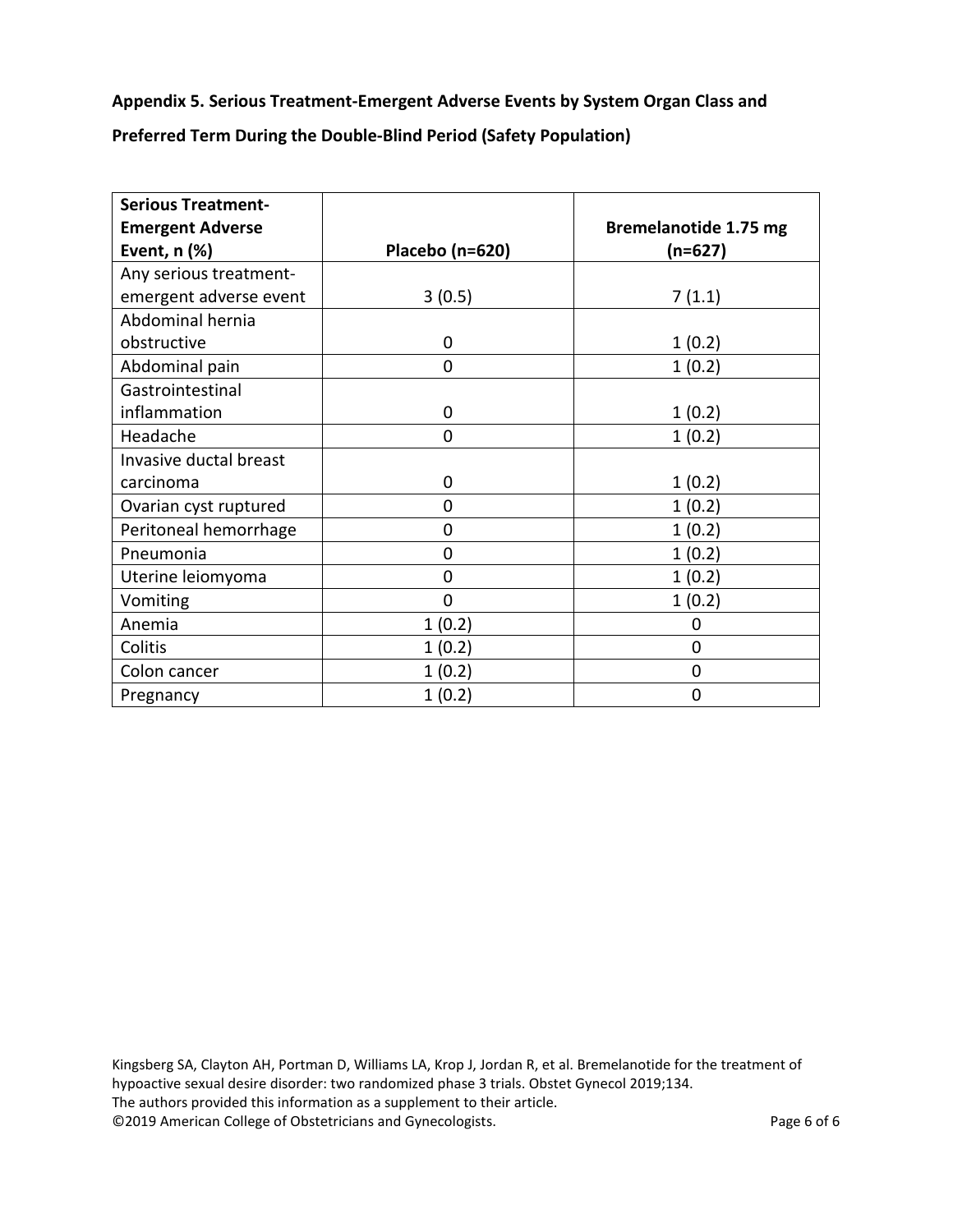**Appendix 5. Serious Treatment-Emergent Adverse Events by System Organ Class and Preferred Term During the Double-Blind Period (Safety Population)**

| Serious Treatment-Emergent Adverse Event, n (%) | Placebo (n=620) | Bremelanotide 1.75 mg (n=627) |
|---|---|---|
| Any serious treatment-emergent adverse event | 3 (0.5) | 7 (1.1) |
| Abdominal hernia obstructive | 0 | 1 (0.2) |
| Abdominal pain | 0 | 1 (0.2) |
| Gastrointestinal inflammation | 0 | 1 (0.2) |
| Headache | 0 | 1 (0.2) |
| Invasive ductal breast carcinoma | 0 | 1 (0.2) |
| Ovarian cyst ruptured | 0 | 1 (0.2) |
| Peritoneal hemorrhage | 0 | 1 (0.2) |
| Pneumonia | 0 | 1 (0.2) |
| Uterine leiomyoma | 0 | 1 (0.2) |
| Vomiting | 0 | 1 (0.2) |
| Anemia | 1 (0.2) | 0 |
| Colitis | 1 (0.2) | 0 |
| Colon cancer | 1 (0.2) | 0 |
| Pregnancy | 1 (0.2) | 0 |

Kingsberg SA, Clayton AH, Portman D, Williams LA, Krop J, Jordan R, et al. Bremelanotide for the treatment of hypoactive sexual desire disorder: two randomized phase 3 trials. Obstet Gynecol 2019;134.
The authors provided this information as a supplement to their article.
©2019 American College of Obstetricians and Gynecologists.